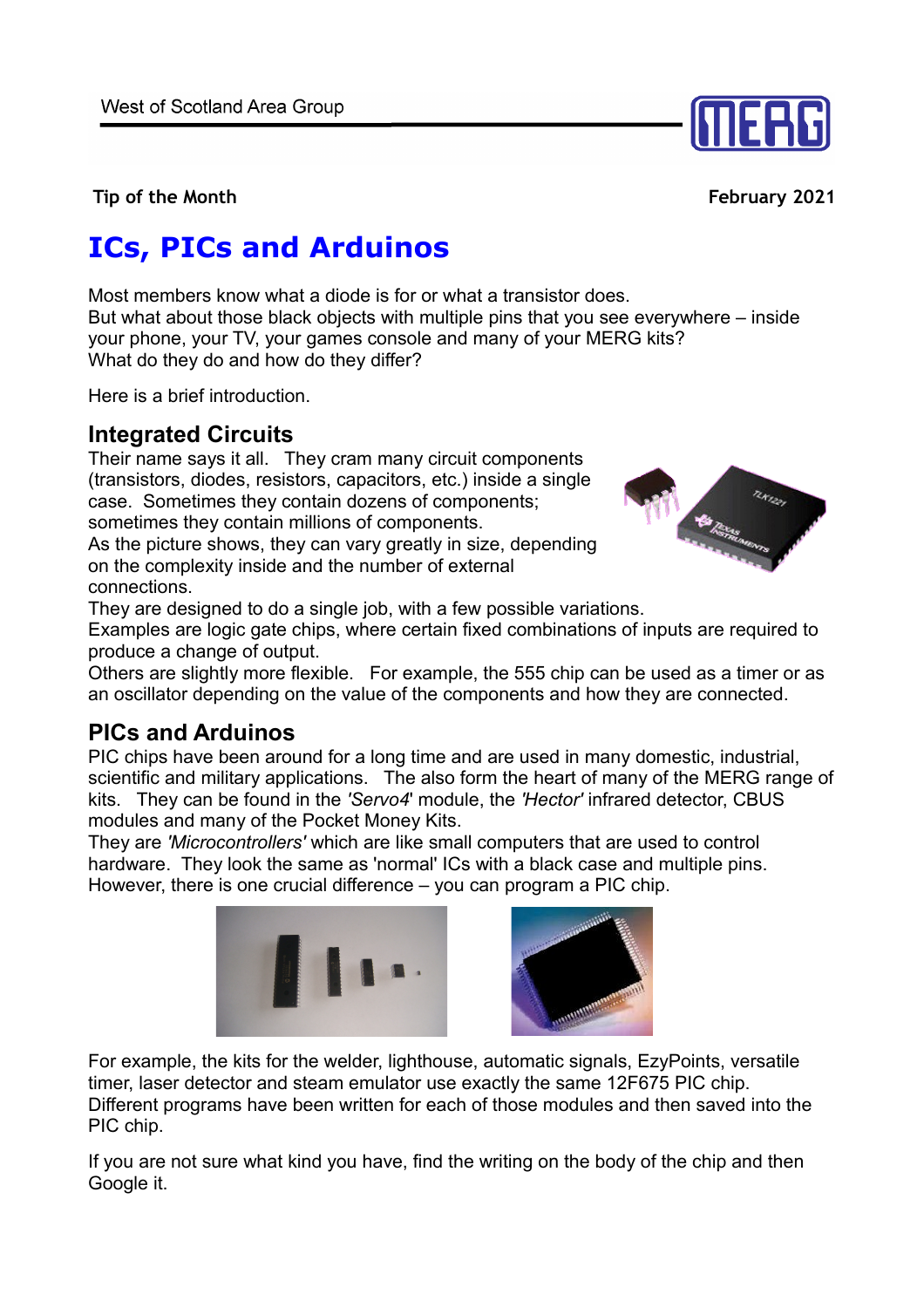Tip of the Month

February 2021

# ICs, PICs and Arduinos

Most members know what a diode is for or what a transistor does.
But what about those black objects with multiple pins that you see everywhere – inside your phone, your TV, your games console and many of your MERG kits?
What do they do and how do they differ?

Here is a brief introduction.

## Integrated Circuits

Their name says it all. They cram many circuit components (transistors, diodes, resistors, capacitors, etc.) inside a single case. Sometimes they contain dozens of components; sometimes they contain millions of components.
As the picture shows, they can vary greatly in size, depending on the complexity inside and the number of external connections.
They are designed to do a single job, with a few possible variations.
Examples are logic gate chips, where certain fixed combinations of inputs are required to produce a change of output.
Others are slightly more flexible. For example, the 555 chip can be used as a timer or as an oscillator depending on the value of the components and how they are connected.

## PICs and Arduinos

PIC chips have been around for a long time and are used in many domestic, industrial, scientific and military applications. The also form the heart of many of the MERG range of kits. They can be found in the *'Servo4'* module, the *'Hector'* infrared detector, CBUS modules and many of the Pocket Money Kits.
They are *'Microcontrollers'* which are like small computers that are used to control hardware. They look the same as 'normal' ICs with a black case and multiple pins. However, there is one crucial difference – you can program a PIC chip.

For example, the kits for the welder, lighthouse, automatic signals, EzyPoints, versatile timer, laser detector and steam emulator use exactly the same 12F675 PIC chip. Different programs have been written for each of those modules and then saved into the PIC chip.

If you are not sure what kind you have, find the writing on the body of the chip and then Google it.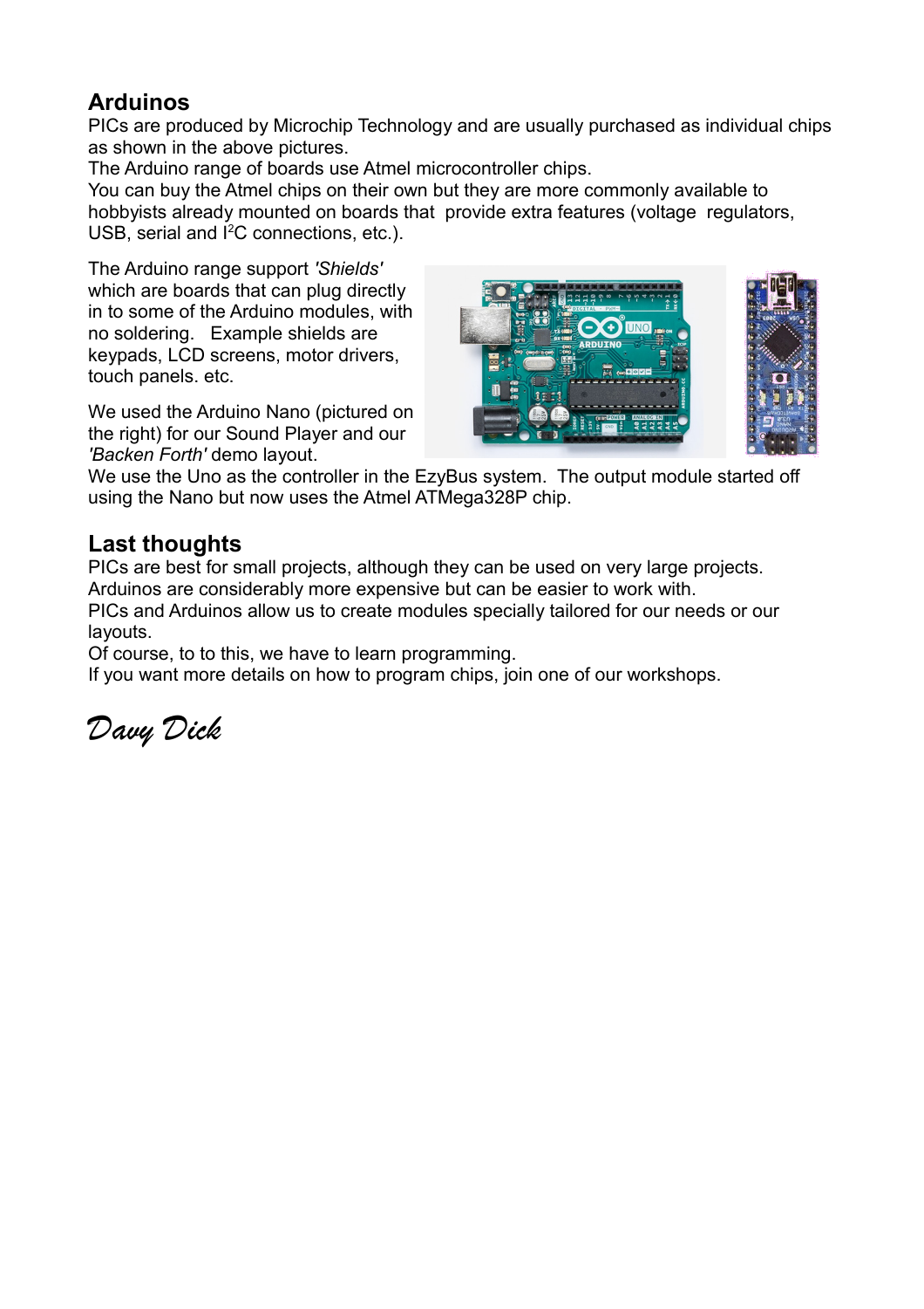## Arduinos

PICs are produced by Microchip Technology and are usually purchased as individual chips as shown in the above pictures.
The Arduino range of boards use Atmel microcontroller chips.
You can buy the Atmel chips on their own but they are more commonly available to hobbyists already mounted on boards that provide extra features (voltage regulators, USB, serial and $I^2C$ connections, etc.).

The Arduino range support *'Shields'* which are boards that can plug directly in to some of the Arduino modules, with no soldering. Example shields are keypads, LCD screens, motor drivers, touch panels. etc.

We used the Arduino Nano (pictured on the right) for our Sound Player and our *'Backen Forth'* demo layout.
We use the Uno as the controller in the EzyBus system. The output module started off using the Nano but now uses the Atmel ATMega328P chip.

## Last thoughts

PICs are best for small projects, although they can be used on very large projects.
Arduinos are considerably more expensive but can be easier to work with.
PICs and Arduinos allow us to create modules specially tailored for our needs or our layouts.
Of course, to to this, we have to learn programming.
If you want more details on how to program chips, join one of our workshops.

*Davy Dick*